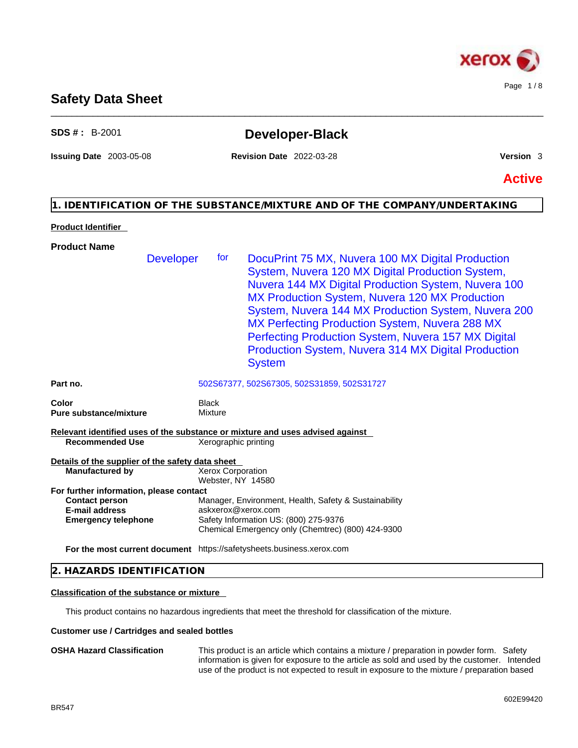# Safety Data Sheet

**SDS # :** B-2001

## Developer-Black

**Issuing Date** 2003-05-08 **Revision Date** 2022-03-28 **Version** 3

**Active**

## 1. IDENTIFICATION OF THE SUBSTANCE/MIXTURE AND OF THE COMPANY/UNDERTAKING

**Product Identifier**

**Product Name**

Developer for DocuPrint 75 MX, Nuvera 100 MX Digital Production System, Nuvera 120 MX Digital Production System, Nuvera 144 MX Digital Production System, Nuvera 100 MX Production System, Nuvera 120 MX Production System, Nuvera 144 MX Production System, Nuvera 200 MX Perfecting Production System, Nuvera 288 MX Perfecting Production System, Nuvera 157 MX Digital Production System, Nuvera 314 MX Digital Production System

**Part no.** 502S67377, 502S67305, 502S31859, 502S31727

**Color** Black
**Pure substance/mixture** Mixture

**Relevant identified uses of the substance or mixture and uses advised against**

**Recommended Use** Xerographic printing

**Details of the supplier of the safety data sheet**

**Manufactured by** Xerox Corporation
Webster, NY 14580

**For further information, please contact**

**Contact person** Manager, Environment, Health, Safety & Sustainability
**E-mail address** askxerox@xerox.com
**Emergency telephone** Safety Information US: (800) 275-9376
Chemical Emergency only (Chemtrec) (800) 424-9300

**For the most current document** https://safetysheets.business.xerox.com

## 2. HAZARDS IDENTIFICATION

**Classification of the substance or mixture**

This product contains no hazardous ingredients that meet the threshold for classification of the mixture.

**Customer use / Cartridges and sealed bottles**

**OSHA Hazard Classification** This product is an article which contains a mixture / preparation in powder form. Safety information is given for exposure to the article as sold and used by the customer. Intended use of the product is not expected to result in exposure to the mixture / preparation based

BR547 602E99420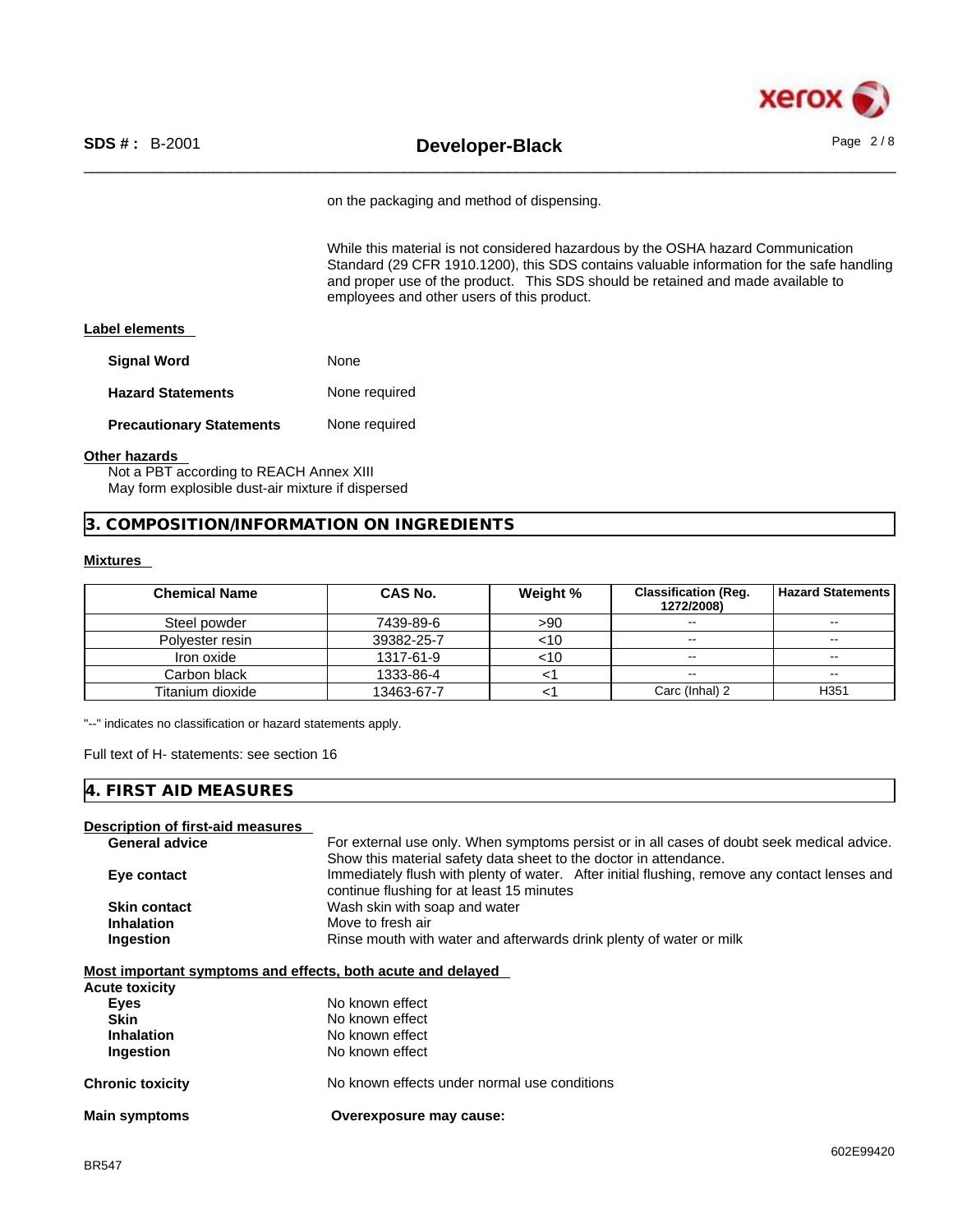on the packaging and method of dispensing.

While this material is not considered hazardous by the OSHA hazard Communication Standard (29 CFR 1910.1200), this SDS contains valuable information for the safe handling and proper use of the product. This SDS should be retained and made available to employees and other users of this product.

**Label elements**

**Signal Word** None

**Hazard Statements** None required

**Precautionary Statements** None required

**Other hazards**

Not a PBT according to REACH Annex XIII
May form explosive dust-air mixture if dispersed

## 3. COMPOSITION/INFORMATION ON INGREDIENTS

**Mixtures**

| Chemical Name | CAS No. | Weight % | Classification (Reg. 1272/2008) | Hazard Statements |
|---|---|---|---|---|
| Steel powder | 7439-89-6 | >90 | -- | -- |
| Polyester resin | 39382-25-7 | <10 | -- | -- |
| Iron oxide | 1317-61-9 | <10 | -- | -- |
| Carbon black | 1333-86-4 | <1 | -- | -- |
| Titanium dioxide | 13463-67-7 | <1 | Carc (Inhal) 2 | H351 |

"--" indicates no classification or hazard statements apply.

Full text of H- statements: see section 16

## 4. FIRST AID MEASURES

**Description of first-aid measures**

**General advice** For external use only. When symptoms persist or in all cases of doubt seek medical advice. Show this material safety data sheet to the doctor in attendance.

**Eye contact** Immediately flush with plenty of water. After initial flushing, remove any contact lenses and continue flushing for at least 15 minutes

**Skin contact** Wash skin with soap and water

**Inhalation** Move to fresh air

**Ingestion** Rinse mouth with water and afterwards drink plenty of water or milk

**Most important symptoms and effects, both acute and delayed**

**Acute toxicity**

**Eyes** No known effect

**Skin** No known effect

**Inhalation** No known effect

**Ingestion** No known effect

**Chronic toxicity** No known effects under normal use conditions

**Main symptoms** **Overexposure may cause:**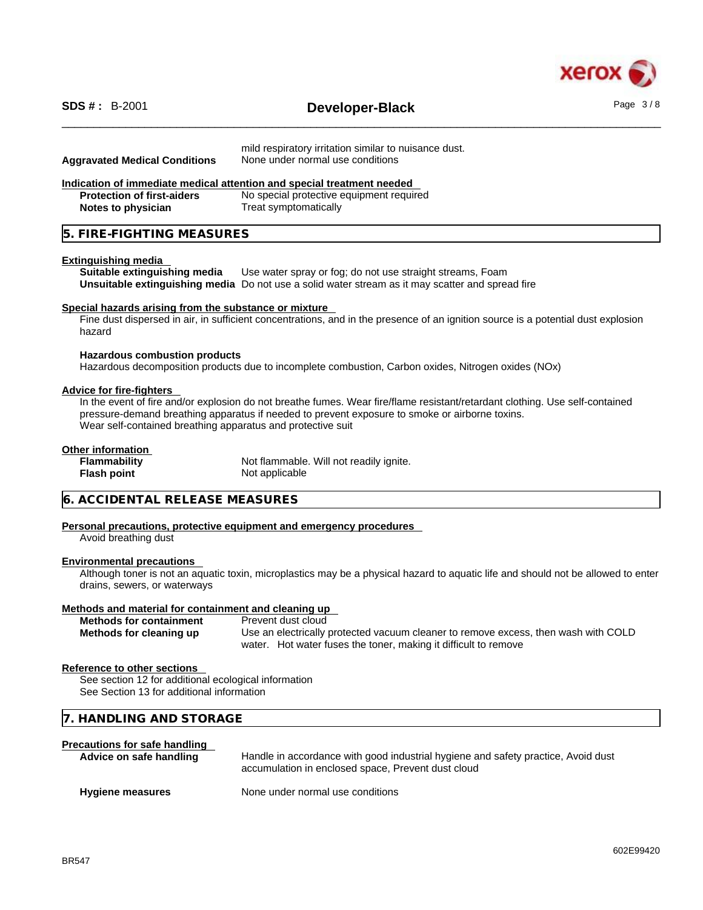mild respiratory irritation similar to nuisance dust.

**Aggravated Medical Conditions** None under normal use conditions

**Indication of immediate medical attention and special treatment needed**

| | |
|---|---|
| **Protection of first-aiders** | No special protective equipment required |
| **Notes to physician** | Treat symptomatically |

## 5. FIRE-FIGHTING MEASURES

**Extinguishing media**

| | |
|---|---|
| **Suitable extinguishing media** | Use water spray or fog; do not use straight streams, Foam |
| **Unsuitable extinguishing media** | Do not use a solid water stream as it may scatter and spread fire |

**Special hazards arising from the substance or mixture**

Fine dust dispersed in air, in sufficient concentrations, and in the presence of an ignition source is a potential dust explosion hazard

**Hazardous combustion products**

Hazardous decomposition products due to incomplete combustion, Carbon oxides, Nitrogen oxides (NOx)

**Advice for fire-fighters**

In the event of fire and/or explosion do not breathe fumes. Wear fire/flame resistant/retardant clothing. Use self-contained pressure-demand breathing apparatus if needed to prevent exposure to smoke or airborne toxins.
Wear self-contained breathing apparatus and protective suit

**Other information**

| | |
|---|---|
| **Flammability** | Not flammable. Will not readily ignite. |
| **Flash point** | Not applicable |

## 6. ACCIDENTAL RELEASE MEASURES

**Personal precautions, protective equipment and emergency procedures**

Avoid breathing dust

**Environmental precautions**

Although toner is not an aquatic toxin, microplastics may be a physical hazard to aquatic life and should not be allowed to enter drains, sewers, or waterways

**Methods and material for containment and cleaning up**

| | |
|---|---|
| **Methods for containment** | Prevent dust cloud |
| **Methods for cleaning up** | Use an electrically protected vacuum cleaner to remove excess, then wash with COLD water. Hot water fuses the toner, making it difficult to remove |

**Reference to other sections**

See section 12 for additional ecological information
See Section 13 for additional information

## 7. HANDLING AND STORAGE

**Precautions for safe handling**

| | |
|---|---|
| **Advice on safe handling** | Handle in accordance with good industrial hygiene and safety practice, Avoid dust accumulation in enclosed space, Prevent dust cloud |
| **Hygiene measures** | None under normal use conditions |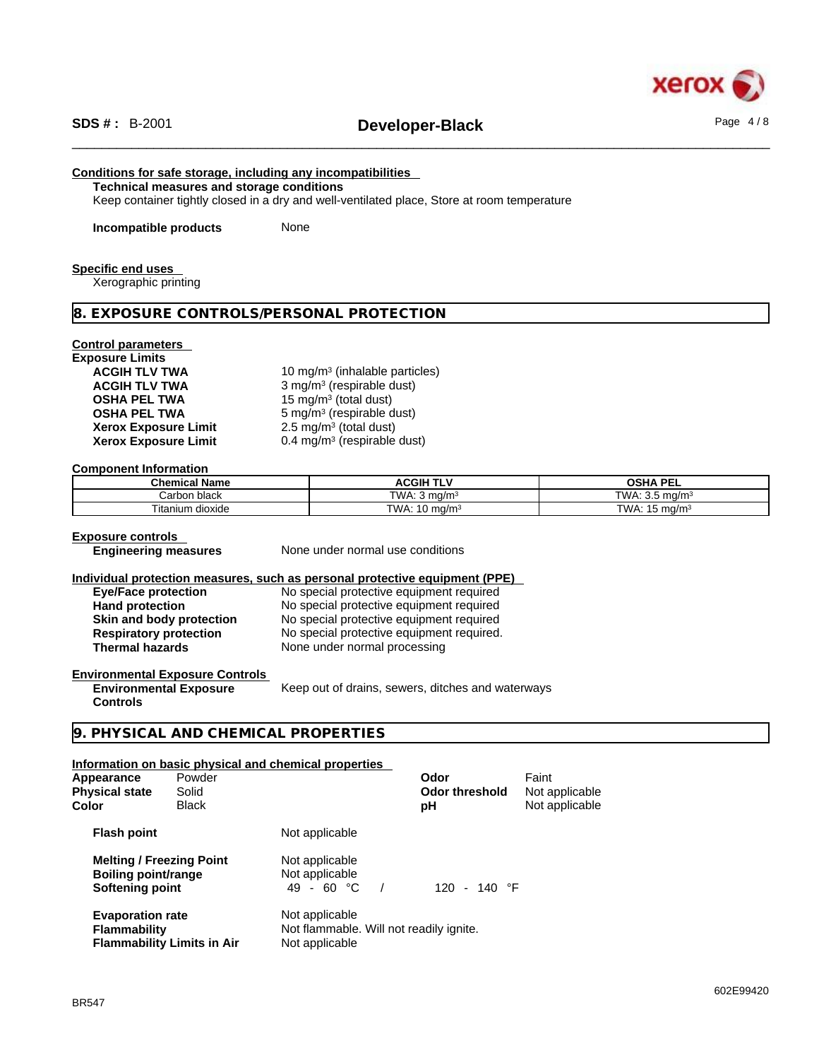**Conditions for safe storage, including any incompatibilities**

**Technical measures and storage conditions**

Keep container tightly closed in a dry and well-ventilated place, Store at room temperature

**Incompatible products** None

**Specific end uses**

Xerographic printing

## 8. EXPOSURE CONTROLS/PERSONAL PROTECTION

**Control parameters**

**Exposure Limits**

| | |
|---|---|
| **ACGIH TLV TWA** | 10 mg/m³ (inhalable particles) |
| **ACGIH TLV TWA** | 3 mg/m³ (respirable dust) |
| **OSHA PEL TWA** | 15 mg/m³ (total dust) |
| **OSHA PEL TWA** | 5 mg/m³ (respirable dust) |
| **Xerox Exposure Limit** | 2.5 mg/m³ (total dust) |
| **Xerox Exposure Limit** | 0.4 mg/m³ (respirable dust) |

**Component Information**

| Chemical Name | ACGIH TLV | OSHA PEL |
|---|---|---|
| Carbon black | TWA: 3 mg/m³ | TWA: 3.5 mg/m³ |
| Titanium dioxide | TWA: 10 mg/m³ | TWA: 15 mg/m³ |

**Exposure controls**

**Engineering measures** None under normal use conditions

**Individual protection measures, such as personal protective equipment (PPE)**

| | |
|---|---|
| **Eye/Face protection** | No special protective equipment required |
| **Hand protection** | No special protective equipment required |
| **Skin and body protection** | No special protective equipment required |
| **Respiratory protection** | No special protective equipment required. |
| **Thermal hazards** | None under normal processing |

**Environmental Exposure Controls**

**Environmental Exposure Controls** Keep out of drains, sewers, ditches and waterways

## 9. PHYSICAL AND CHEMICAL PROPERTIES

**Information on basic physical and chemical properties**

| | | | |
|---|---|---|---|
| **Appearance** | Powder | **Odor** | Faint |
| **Physical state** | Solid | **Odor threshold** | Not applicable |
| **Color** | Black | **pH** | Not applicable |

| | |
|---|---|
| **Flash point** | Not applicable |
| **Melting / Freezing Point** | Not applicable |
| **Boiling point/range** | Not applicable |
| **Softening point** | 49 - 60 °C / 120 - 140 °F |
| **Evaporation rate** | Not applicable |
| **Flammability** | Not flammable. Will not readily ignite. |
| **Flammability Limits in Air** | Not applicable |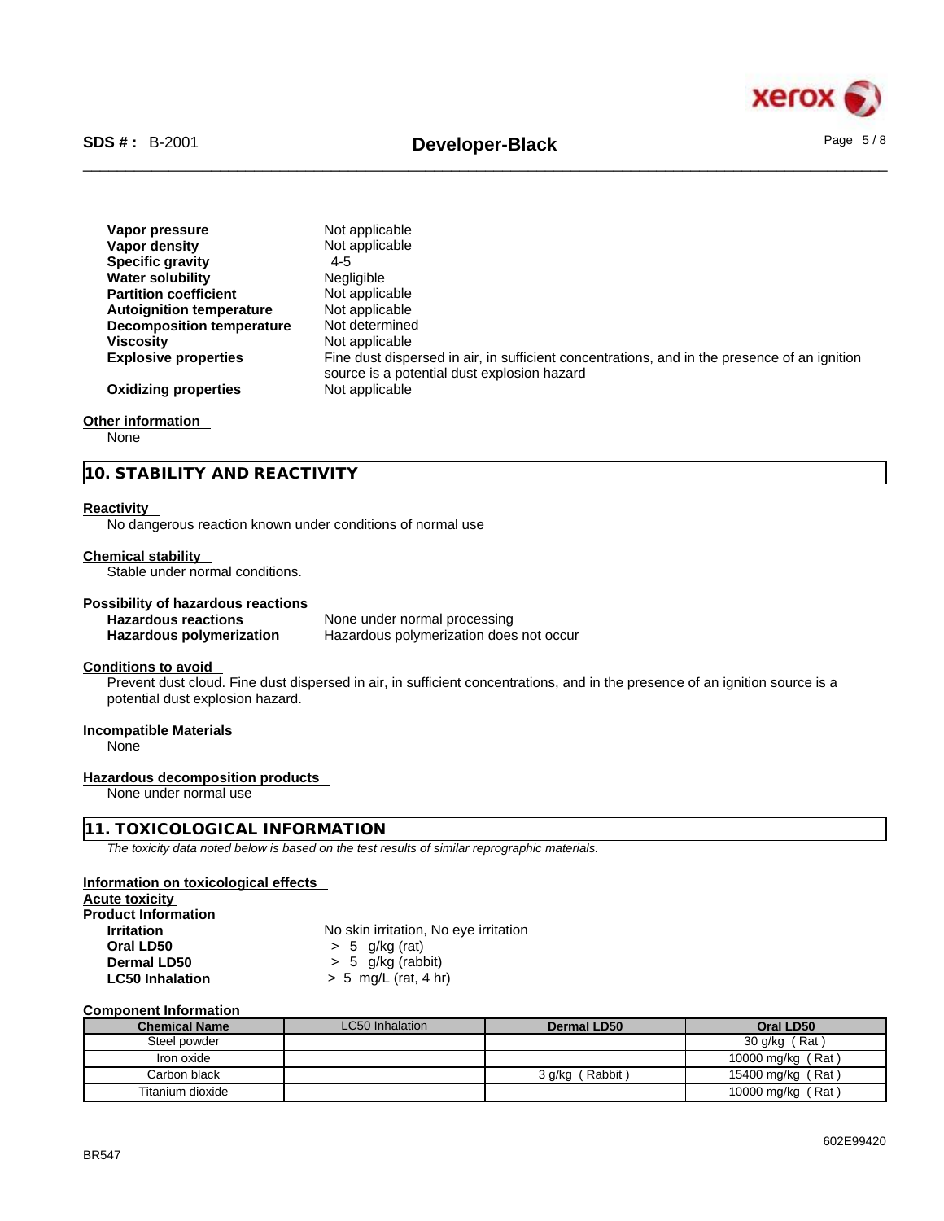| | |
|---|---|
| **Vapor pressure** | Not applicable |
| **Vapor density** | Not applicable |
| **Specific gravity** | 4-5 |
| **Water solubility** | Negligible |
| **Partition coefficient** | Not applicable |
| **Autoignition temperature** | Not applicable |
| **Decomposition temperature** | Not determined |
| **Viscosity** | Not applicable |
| **Explosive properties** | Fine dust dispersed in air, in sufficient concentrations, and in the presence of an ignition source is a potential dust explosion hazard |
| **Oxidizing properties** | Not applicable |

**Other information**

None

## 10. STABILITY AND REACTIVITY

**Reactivity**

No dangerous reaction known under conditions of normal use

**Chemical stability**

Stable under normal conditions.

**Possibility of hazardous reactions**

| | |
|---|---|
| **Hazardous reactions** | None under normal processing |
| **Hazardous polymerization** | Hazardous polymerization does not occur |

**Conditions to avoid**

Prevent dust cloud. Fine dust dispersed in air, in sufficient concentrations, and in the presence of an ignition source is a potential dust explosion hazard.

**Incompatible Materials**

None

**Hazardous decomposition products**

None under normal use

## 11. TOXICOLOGICAL INFORMATION

*The toxicity data noted below is based on the test results of similar reprographic materials.*

**Information on toxicological effects**

**Acute toxicity**

**Product Information**

| | |
|---|---|
| **Irritation** | No skin irritation, No eye irritation |
| **Oral LD50** | > 5 g/kg (rat) |
| **Dermal LD50** | > 5 g/kg (rabbit) |
| **LC50 Inhalation** | > 5 mg/L (rat, 4 hr) |

**Component Information**

| Chemical Name | LC50 Inhalation | Dermal LD50 | Oral LD50 |
|---|---|---|---|
| Steel powder | | | 30 g/kg ( Rat ) |
| Iron oxide | | | 10000 mg/kg ( Rat ) |
| Carbon black | | 3 g/kg ( Rabbit ) | 15400 mg/kg ( Rat ) |
| Titanium dioxide | | | 10000 mg/kg ( Rat ) |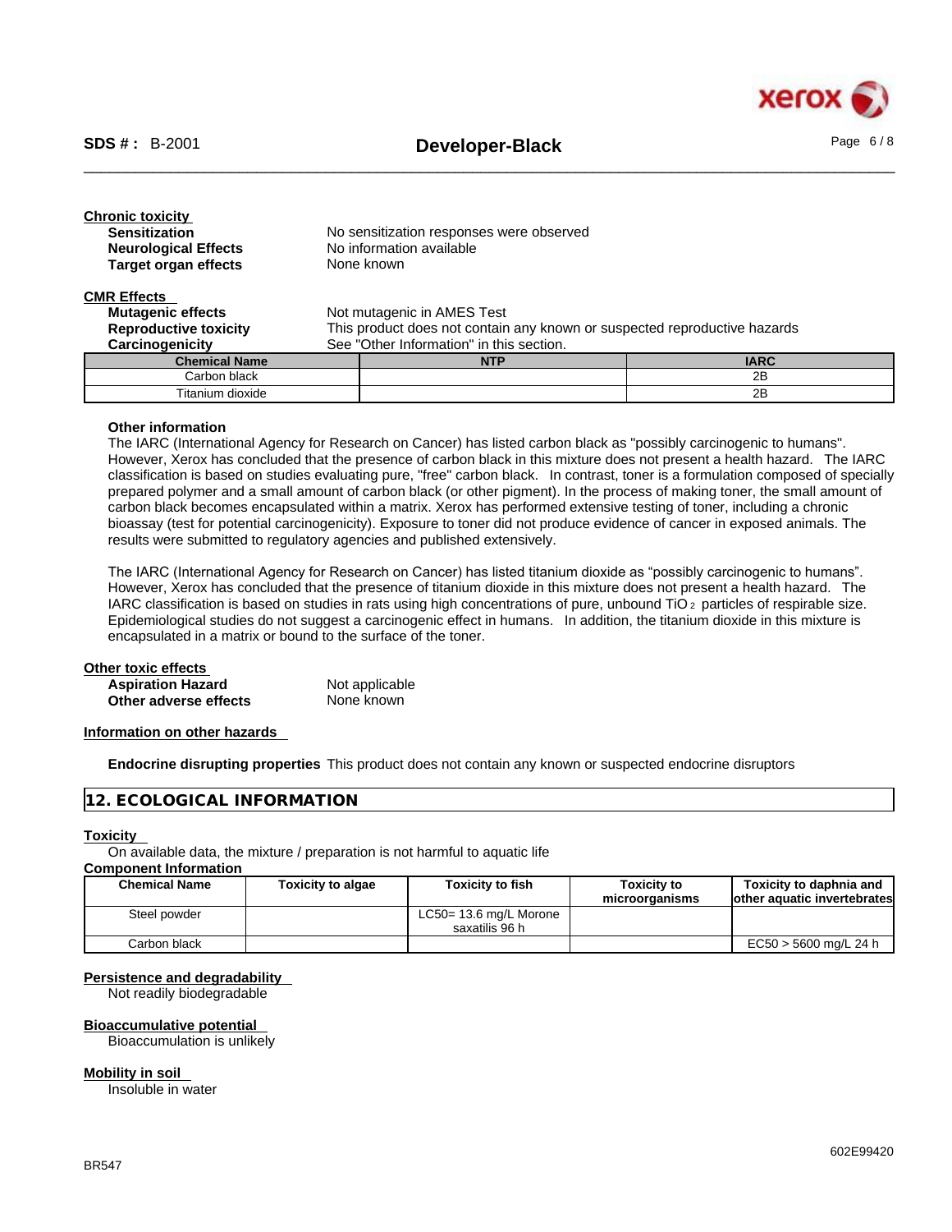**Chronic toxicity**

| | |
|---|---|
| **Sensitization** | No sensitization responses were observed |
| **Neurological Effects** | No information available |
| **Target organ effects** | None known |

**CMR Effects**

| | |
|---|---|
| **Mutagenic effects** | Not mutagenic in AMES Test |
| **Reproductive toxicity** | This product does not contain any known or suspected reproductive hazards |
| **Carcinogenicity** | See "Other Information" in this section. |

| Chemical Name | NTP | IARC |
|---|---|---|
| Carbon black | | 2B |
| Titanium dioxide | | 2B |

**Other information**

The IARC (International Agency for Research on Cancer) has listed carbon black as "possibly carcinogenic to humans". However, Xerox has concluded that the presence of carbon black in this mixture does not present a health hazard. The IARC classification is based on studies evaluating pure, "free" carbon black. In contrast, toner is a formulation composed of specially prepared polymer and a small amount of carbon black (or other pigment). In the process of making toner, the small amount of carbon black becomes encapsulated within a matrix. Xerox has performed extensive testing of toner, including a chronic bioassay (test for potential carcinogenicity). Exposure to toner did not produce evidence of cancer in exposed animals. The results were submitted to regulatory agencies and published extensively.

The IARC (International Agency for Research on Cancer) has listed titanium dioxide as "possibly carcinogenic to humans". However, Xerox has concluded that the presence of titanium dioxide in this mixture does not present a health hazard. The IARC classification is based on studies in rats using high concentrations of pure, unbound $TiO_2$ particles of respirable size. Epidemiological studies do not suggest a carcinogenic effect in humans. In addition, the titanium dioxide in this mixture is encapsulated in a matrix or bound to the surface of the toner.

**Other toxic effects**

| | |
|---|---|
| **Aspiration Hazard** | Not applicable |
| **Other adverse effects** | None known |

**Information on other hazards**

**Endocrine disrupting properties** This product does not contain any known or suspected endocrine disruptors

## 12. ECOLOGICAL INFORMATION

**Toxicity**

On available data, the mixture / preparation is not harmful to aquatic life

**Component Information**

| Chemical Name | Toxicity to algae | Toxicity to fish | Toxicity to microorganisms | Toxicity to daphnia and other aquatic invertebrates |
|---|---|---|---|---|
| Steel powder | | LC50= 13.6 mg/L Morone saxatilis 96 h | | |
| Carbon black | | | | EC50 > 5600 mg/L 24 h |

**Persistence and degradability**

Not readily biodegradable

**Bioaccumulative potential**

Bioaccumulation is unlikely

**Mobility in soil**

Insoluble in water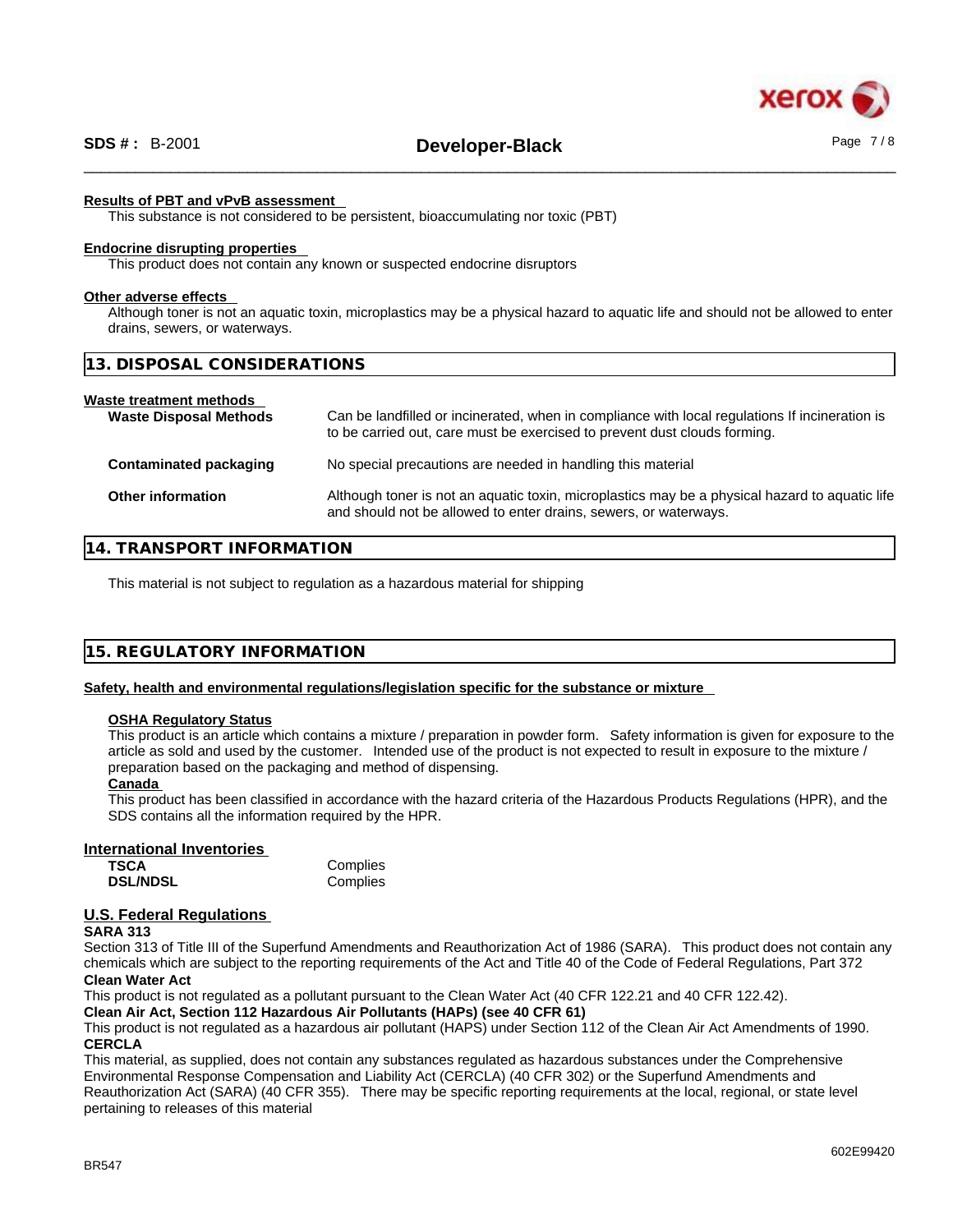#### Results of PBT and vPvB assessment

This substance is not considered to be persistent, bioaccumulating nor toxic (PBT)

#### Endocrine disrupting properties

This product does not contain any known or suspected endocrine disruptors

#### Other adverse effects

Although toner is not an aquatic toxin, microplastics may be a physical hazard to aquatic life and should not be allowed to enter drains, sewers, or waterways.

## 13. DISPOSAL CONSIDERATIONS

#### Waste treatment methods

| | |
|---|---|
| **Waste Disposal Methods** | Can be landfilled or incinerated, when in compliance with local regulations If incineration is to be carried out, care must be exercised to prevent dust clouds forming. |
| **Contaminated packaging** | No special precautions are needed in handling this material |
| **Other information** | Although toner is not an aquatic toxin, microplastics may be a physical hazard to aquatic life and should not be allowed to enter drains, sewers, or waterways. |

## 14. TRANSPORT INFORMATION

This material is not subject to regulation as a hazardous material for shipping

## 15. REGULATORY INFORMATION

#### Safety, health and environmental regulations/legislation specific for the substance or mixture

**OSHA Regulatory Status**

This product is an article which contains a mixture / preparation in powder form. Safety information is given for exposure to the article as sold and used by the customer. Intended use of the product is not expected to result in exposure to the mixture / preparation based on the packaging and method of dispensing.

**Canada**

This product has been classified in accordance with the hazard criteria of the Hazardous Products Regulations (HPR), and the SDS contains all the information required by the HPR.

#### International Inventories

| | |
|---|---|
| **TSCA** | Complies |
| **DSL/NDSL** | Complies |

#### U.S. Federal Regulations

**SARA 313**

Section 313 of Title III of the Superfund Amendments and Reauthorization Act of 1986 (SARA). This product does not contain any chemicals which are subject to the reporting requirements of the Act and Title 40 of the Code of Federal Regulations, Part 372

**Clean Water Act**

This product is not regulated as a pollutant pursuant to the Clean Water Act (40 CFR 122.21 and 40 CFR 122.42).

**Clean Air Act, Section 112 Hazardous Air Pollutants (HAPs) (see 40 CFR 61)**

This product is not regulated as a hazardous air pollutant (HAPS) under Section 112 of the Clean Air Act Amendments of 1990.

**CERCLA**

This material, as supplied, does not contain any substances regulated as hazardous substances under the Comprehensive Environmental Response Compensation and Liability Act (CERCLA) (40 CFR 302) or the Superfund Amendments and Reauthorization Act (SARA) (40 CFR 355). There may be specific reporting requirements at the local, regional, or state level pertaining to releases of this material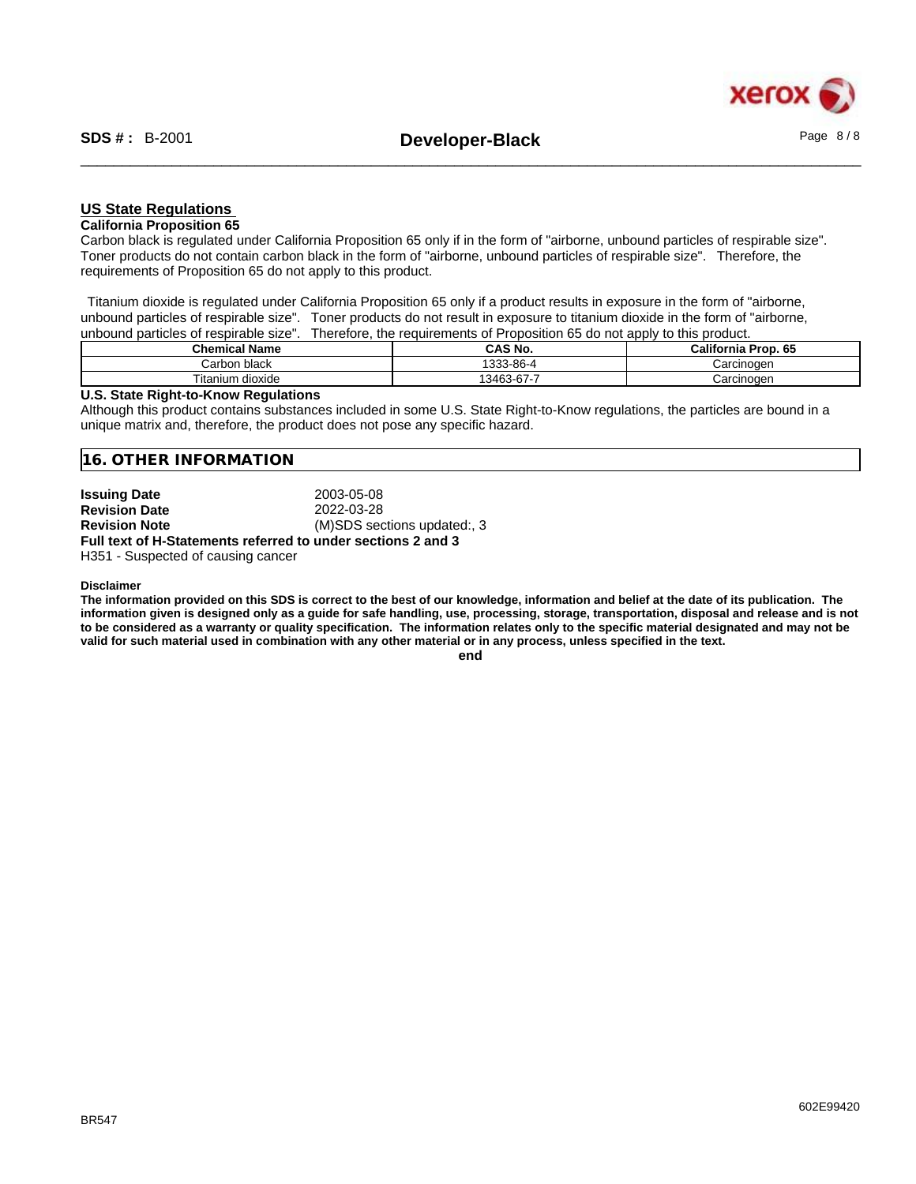## US State Regulations

**California Proposition 65**

Carbon black is regulated under California Proposition 65 only if in the form of "airborne, unbound particles of respirable size". Toner products do not contain carbon black in the form of "airborne, unbound particles of respirable size". Therefore, the requirements of Proposition 65 do not apply to this product.

Titanium dioxide is regulated under California Proposition 65 only if a product results in exposure in the form of "airborne, unbound particles of respirable size". Toner products do not result in exposure to titanium dioxide in the form of "airborne, unbound particles of respirable size". Therefore, the requirements of Proposition 65 do not apply to this product.

| Chemical Name | CAS No. | California Prop. 65 |
|---|---|---|
| Carbon black | 1333-86-4 | Carcinogen |
| Titanium dioxide | 13463-67-7 | Carcinogen |

**U.S. State Right-to-Know Regulations**

Although this product contains substances included in some U.S. State Right-to-Know regulations, the particles are bound in a unique matrix and, therefore, the product does not pose any specific hazard.

## 16. OTHER INFORMATION

**Issuing Date** 2003-05-08
**Revision Date** 2022-03-28
**Revision Note** (M)SDS sections updated:, 3

**Full text of H-Statements referred to under sections 2 and 3**

H351 - Suspected of causing cancer

**Disclaimer**

**The information provided on this SDS is correct to the best of our knowledge, information and belief at the date of its publication. The information given is designed only as a guide for safe handling, use, processing, storage, transportation, disposal and release and is not to be considered as a warranty or quality specification. The information relates only to the specific material designated and may not be valid for such material used in combination with any other material or in any process, unless specified in the text.**

**end**

BR547

602E99420